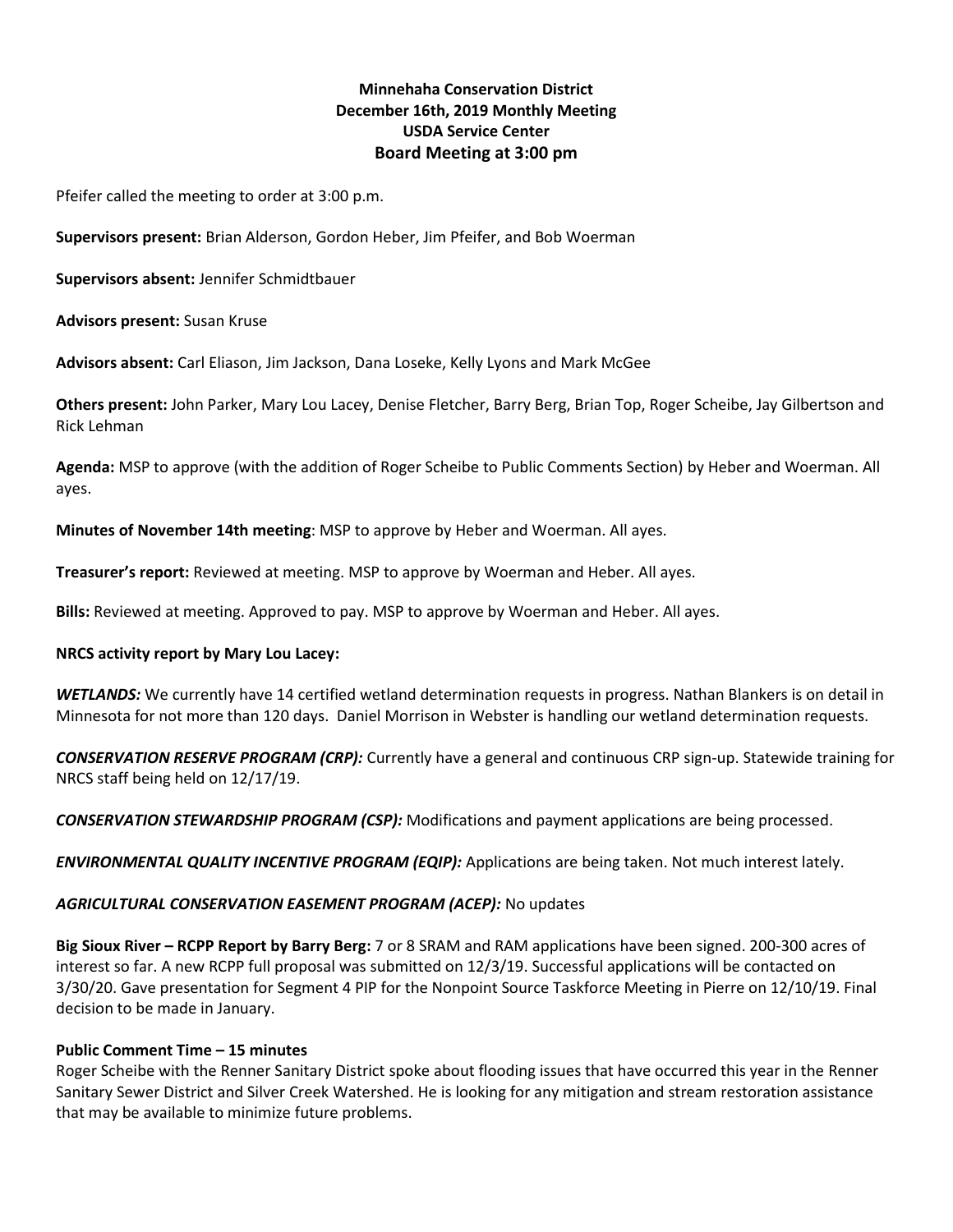**Minnehaha Conservation District**
**December 16th, 2019 Monthly Meeting**
**USDA Service Center**
**Board Meeting at 3:00 pm**

Pfeifer called the meeting to order at 3:00 p.m.

**Supervisors present:** Brian Alderson, Gordon Heber, Jim Pfeifer, and Bob Woerman

**Supervisors absent:** Jennifer Schmidtbauer

**Advisors present:** Susan Kruse

**Advisors absent:** Carl Eliason, Jim Jackson, Dana Loseke, Kelly Lyons and Mark McGee

**Others present:** John Parker, Mary Lou Lacey, Denise Fletcher, Barry Berg, Brian Top, Roger Scheibe, Jay Gilbertson and Rick Lehman

**Agenda:** MSP to approve (with the addition of Roger Scheibe to Public Comments Section) by Heber and Woerman. All ayes.

**Minutes of November 14th meeting**: MSP to approve by Heber and Woerman. All ayes.

**Treasurer's report:** Reviewed at meeting. MSP to approve by Woerman and Heber. All ayes.

**Bills:** Reviewed at meeting. Approved to pay. MSP to approve by Woerman and Heber. All ayes.

**NRCS activity report by Mary Lou Lacey:**

***WETLANDS:*** We currently have 14 certified wetland determination requests in progress. Nathan Blankers is on detail in Minnesota for not more than 120 days. Daniel Morrison in Webster is handling our wetland determination requests.

***CONSERVATION RESERVE PROGRAM (CRP):*** Currently have a general and continuous CRP sign-up. Statewide training for NRCS staff being held on 12/17/19.

***CONSERVATION STEWARDSHIP PROGRAM (CSP):*** Modifications and payment applications are being processed.

***ENVIRONMENTAL QUALITY INCENTIVE PROGRAM (EQIP):*** Applications are being taken. Not much interest lately.

***AGRICULTURAL CONSERVATION EASEMENT PROGRAM (ACEP):*** No updates

**Big Sioux River – RCPP Report by Barry Berg:** 7 or 8 SRAM and RAM applications have been signed. 200-300 acres of interest so far. A new RCPP full proposal was submitted on 12/3/19. Successful applications will be contacted on 3/30/20. Gave presentation for Segment 4 PIP for the Nonpoint Source Taskforce Meeting in Pierre on 12/10/19. Final decision to be made in January.

**Public Comment Time – 15 minutes**
Roger Scheibe with the Renner Sanitary District spoke about flooding issues that have occurred this year in the Renner Sanitary Sewer District and Silver Creek Watershed. He is looking for any mitigation and stream restoration assistance that may be available to minimize future problems.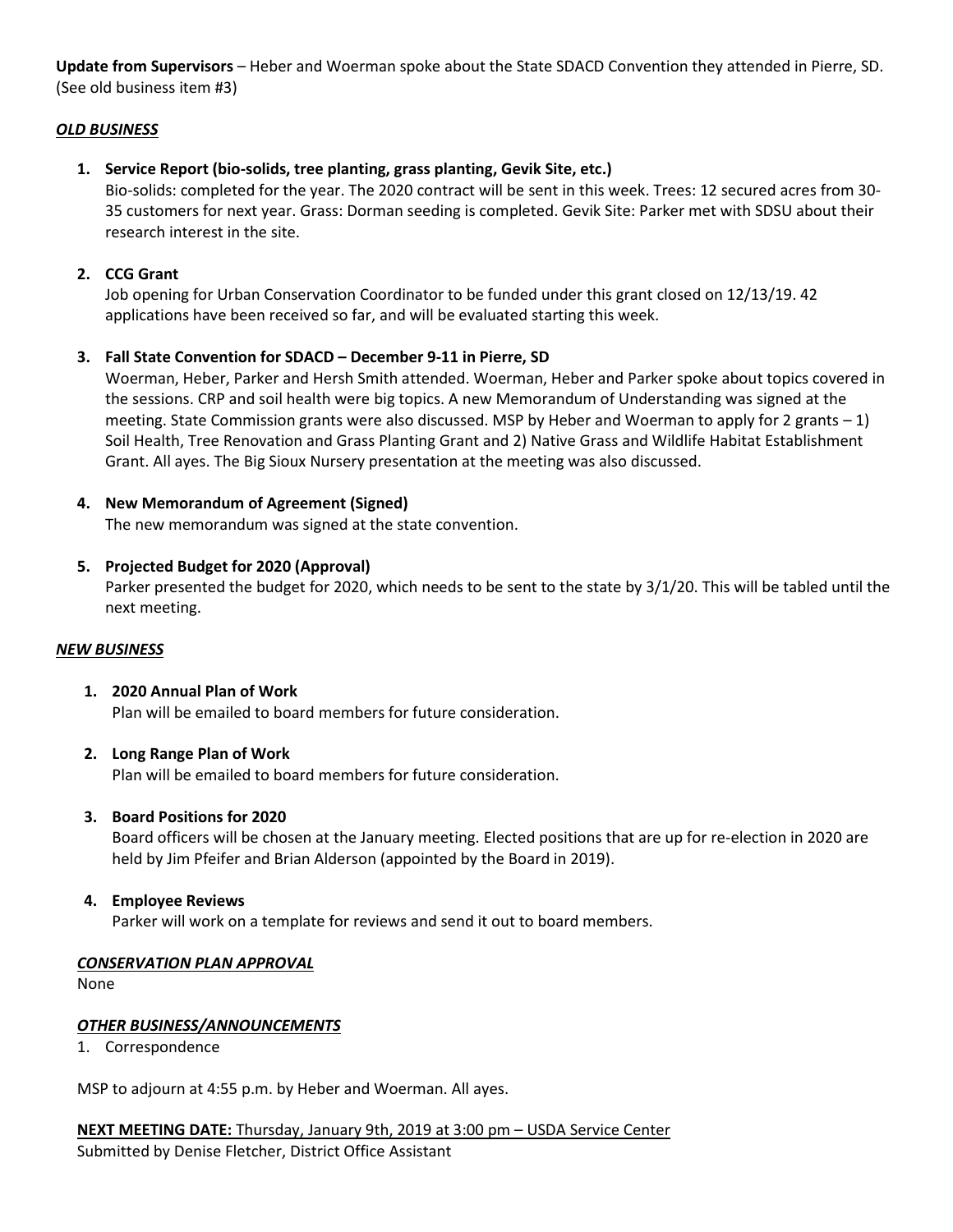**Update from Supervisors** – Heber and Woerman spoke about the State SDACD Convention they attended in Pierre, SD. (See old business item #3)

***OLD BUSINESS***

1. **Service Report (bio-solids, tree planting, grass planting, Gevik Site, etc.)**
   Bio-solids: completed for the year. The 2020 contract will be sent in this week. Trees: 12 secured acres from 30-35 customers for next year. Grass: Dorman seeding is completed. Gevik Site: Parker met with SDSU about their research interest in the site.

2. **CCG Grant**
   Job opening for Urban Conservation Coordinator to be funded under this grant closed on 12/13/19. 42 applications have been received so far, and will be evaluated starting this week.

3. **Fall State Convention for SDACD – December 9-11 in Pierre, SD**
   Woerman, Heber, Parker and Hersh Smith attended. Woerman, Heber and Parker spoke about topics covered in the sessions. CRP and soil health were big topics. A new Memorandum of Understanding was signed at the meeting. State Commission grants were also discussed. MSP by Heber and Woerman to apply for 2 grants – 1) Soil Health, Tree Renovation and Grass Planting Grant and 2) Native Grass and Wildlife Habitat Establishment Grant. All ayes. The Big Sioux Nursery presentation at the meeting was also discussed.

4. **New Memorandum of Agreement (Signed)**
   The new memorandum was signed at the state convention.

5. **Projected Budget for 2020 (Approval)**
   Parker presented the budget for 2020, which needs to be sent to the state by 3/1/20. This will be tabled until the next meeting.

***NEW BUSINESS***

1. **2020 Annual Plan of Work**
   Plan will be emailed to board members for future consideration.

2. **Long Range Plan of Work**
   Plan will be emailed to board members for future consideration.

3. **Board Positions for 2020**
   Board officers will be chosen at the January meeting. Elected positions that are up for re-election in 2020 are held by Jim Pfeifer and Brian Alderson (appointed by the Board in 2019).

4. **Employee Reviews**
   Parker will work on a template for reviews and send it out to board members.

***CONSERVATION PLAN APPROVAL***

None

***OTHER BUSINESS/ANNOUNCEMENTS***

1. Correspondence

MSP to adjourn at 4:55 p.m. by Heber and Woerman. All ayes.

**NEXT MEETING DATE:** Thursday, January 9th, 2019 at 3:00 pm – USDA Service Center
Submitted by Denise Fletcher, District Office Assistant